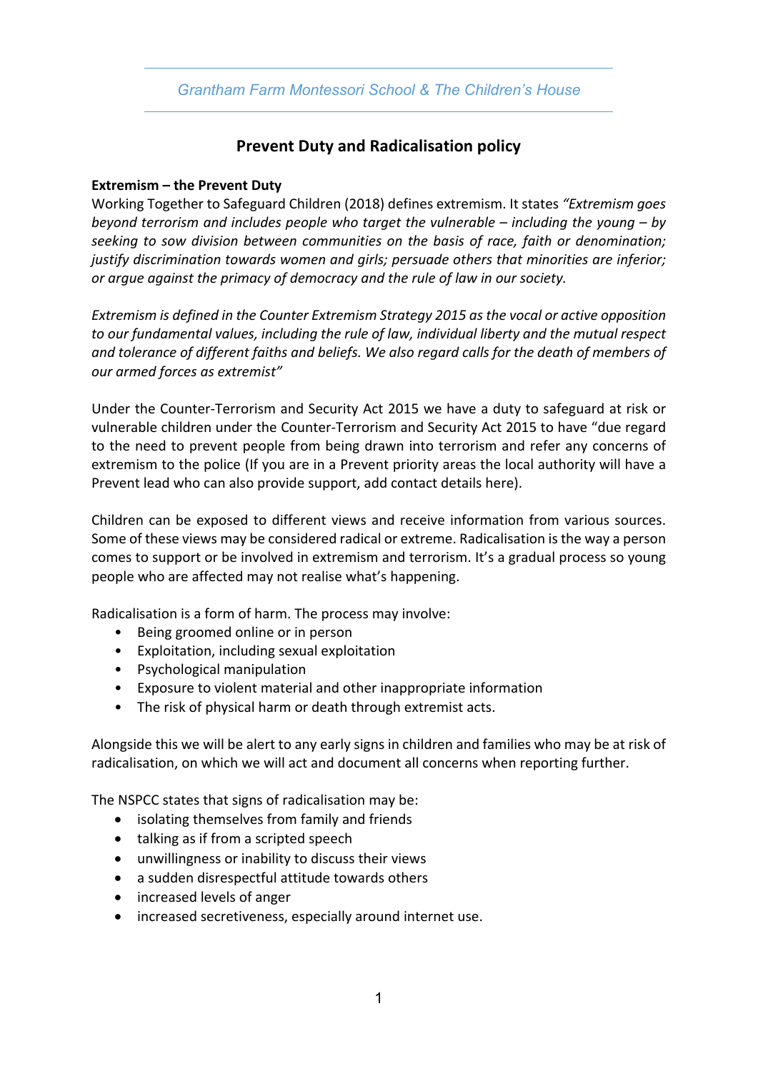*Grantham Farm Montessori School & The Children's House*

# Prevent Duty and Radicalisation policy

**Extremism – the Prevent Duty**

Working Together to Safeguard Children (2018) defines extremism. It states *"Extremism goes beyond terrorism and includes people who target the vulnerable – including the young – by seeking to sow division between communities on the basis of race, faith or denomination; justify discrimination towards women and girls; persuade others that minorities are inferior; or argue against the primacy of democracy and the rule of law in our society.*

*Extremism is defined in the Counter Extremism Strategy 2015 as the vocal or active opposition to our fundamental values, including the rule of law, individual liberty and the mutual respect and tolerance of different faiths and beliefs. We also regard calls for the death of members of our armed forces as extremist"*

Under the Counter-Terrorism and Security Act 2015 we have a duty to safeguard at risk or vulnerable children under the Counter-Terrorism and Security Act 2015 to have "due regard to the need to prevent people from being drawn into terrorism and refer any concerns of extremism to the police (If you are in a Prevent priority areas the local authority will have a Prevent lead who can also provide support, add contact details here).

Children can be exposed to different views and receive information from various sources. Some of these views may be considered radical or extreme. Radicalisation is the way a person comes to support or be involved in extremism and terrorism. It's a gradual process so young people who are affected may not realise what's happening.

Radicalisation is a form of harm. The process may involve:

- Being groomed online or in person
- Exploitation, including sexual exploitation
- Psychological manipulation
- Exposure to violent material and other inappropriate information
- The risk of physical harm or death through extremist acts.

Alongside this we will be alert to any early signs in children and families who may be at risk of radicalisation, on which we will act and document all concerns when reporting further.

The NSPCC states that signs of radicalisation may be:

- isolating themselves from family and friends
- talking as if from a scripted speech
- unwillingness or inability to discuss their views
- a sudden disrespectful attitude towards others
- increased levels of anger
- increased secretiveness, especially around internet use.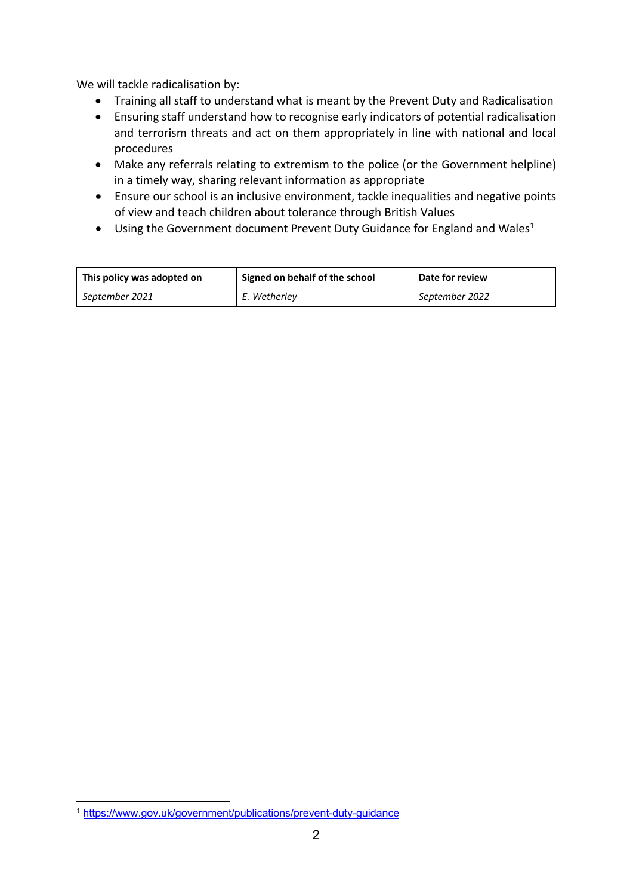We will tackle radicalisation by:

- Training all staff to understand what is meant by the Prevent Duty and Radicalisation
- Ensuring staff understand how to recognise early indicators of potential radicalisation and terrorism threats and act on them appropriately in line with national and local procedures
- Make any referrals relating to extremism to the police (or the Government helpline) in a timely way, sharing relevant information as appropriate
- Ensure our school is an inclusive environment, tackle inequalities and negative points of view and teach children about tolerance through British Values
- Using the Government document Prevent Duty Guidance for England and Wales[1]

| **This policy was adopted on** | **Signed on behalf of the school** | **Date for review** |
|---|---|---|
| *September 2021* | *E. Wetherley* | *September 2022* |

[1] https://www.gov.uk/government/publications/prevent-duty-guidance